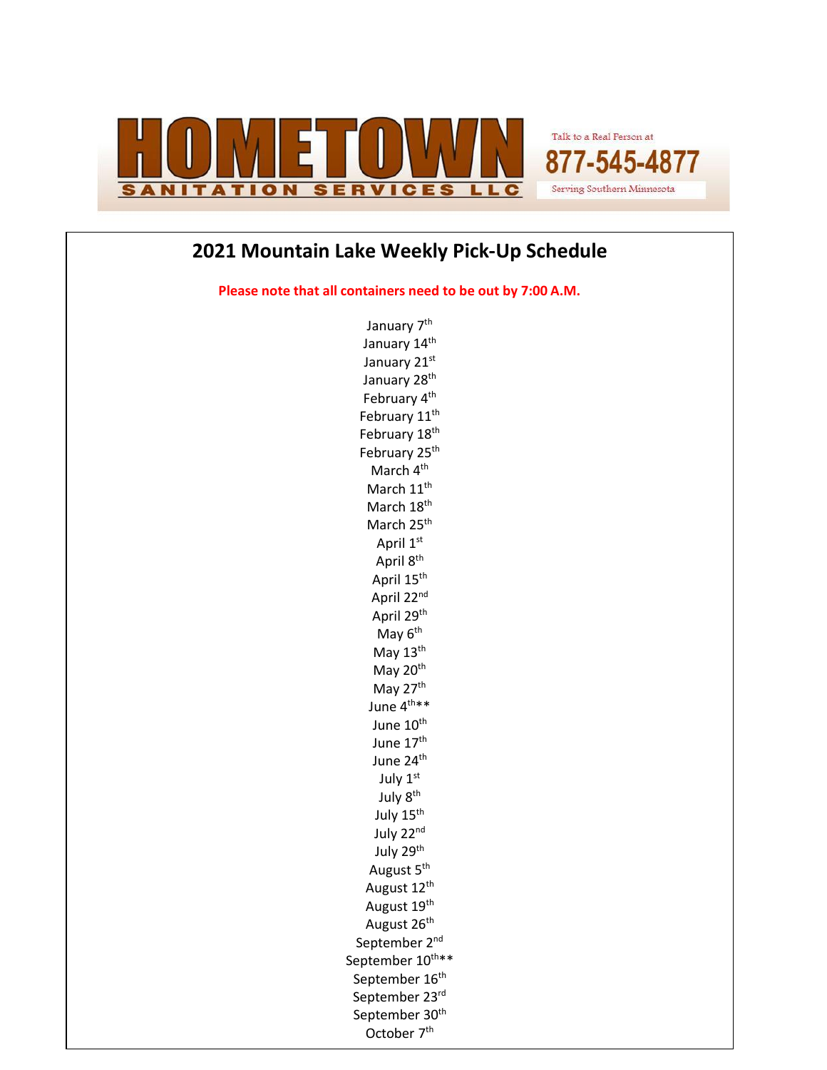HOMETOWN SANITATION SERVICES LLC

Talk to a Real Person at **877-545-4877**

Serving Southern Minnesota

## 2021 Mountain Lake Weekly Pick-Up Schedule

**Please note that all containers need to be out by 7:00 A.M.**

January 7th
January 14th
January 21st
January 28th
February 4th
February 11th
February 18th
February 25th
March 4th
March 11th
March 18th
March 25th
April 1st
April 8th
April 15th
April 22nd
April 29th
May 6th
May 13th
May 20th
May 27th
June 4th**
June 10th
June 17th
June 24th
July 1st
July 8th
July 15th
July 22nd
July 29th
August 5th
August 12th
August 19th
August 26th
September 2nd
September 10th**
September 16th
September 23rd
September 30th
October 7th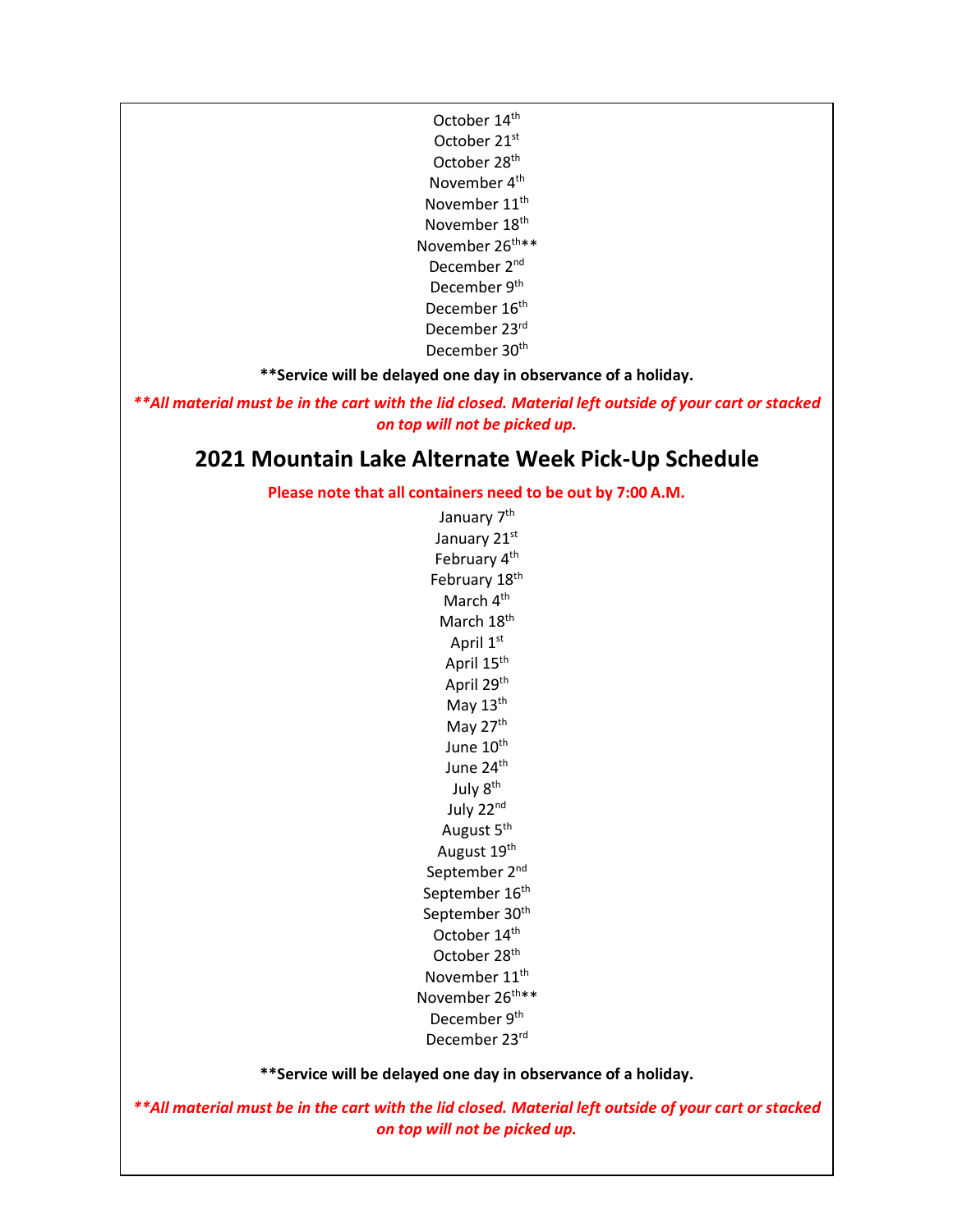October 14th
October 21st
October 28th
November 4th
November 11th
November 18th
November 26th**
December 2nd
December 9th
December 16th
December 23rd
December 30th

**Service will be delayed one day in observance of a holiday.**

***All material must be in the cart with the lid closed. Material left outside of your cart or stacked on top will not be picked up.***

## 2021 Mountain Lake Alternate Week Pick-Up Schedule

**Please note that all containers need to be out by 7:00 A.M.**

January 7th
January 21st
February 4th
February 18th
March 4th
March 18th
April 1st
April 15th
April 29th
May 13th
May 27th
June 10th
June 24th
July 8th
July 22nd
August 5th
August 19th
September 2nd
September 16th
September 30th
October 14th
October 28th
November 11th
November 26th**
December 9th
December 23rd

**Service will be delayed one day in observance of a holiday.**

***All material must be in the cart with the lid closed. Material left outside of your cart or stacked on top will not be picked up.***